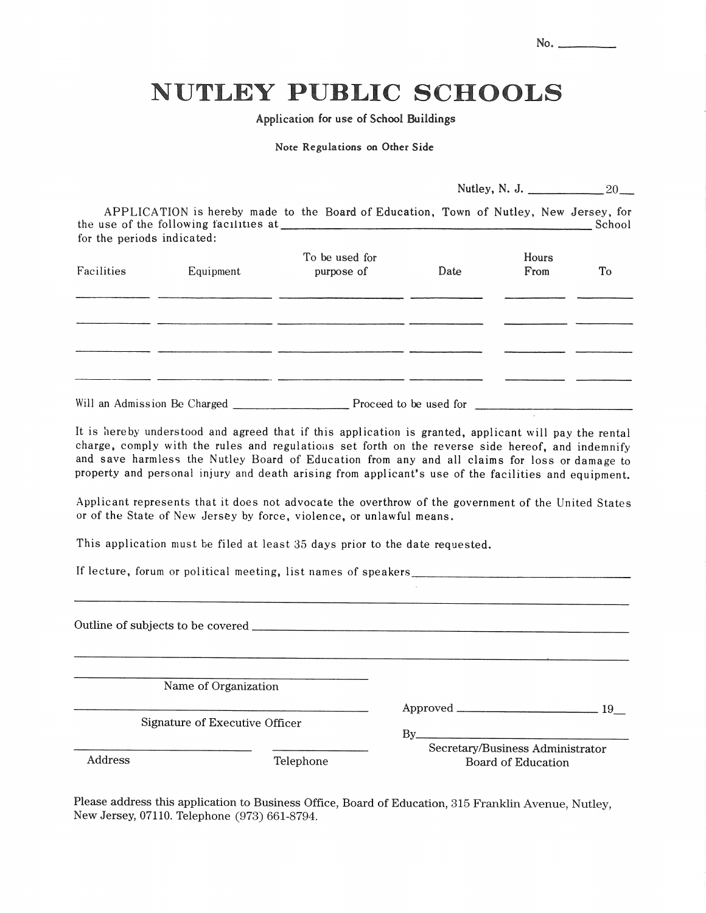No. ________

# NUTLEY PUBLIC SCHOOLS

Application for use of School Buildings

Note Regulations on Other Side

Nutley, N. J. ____________ 20__

APPLICATION is hereby made to the Board of Education, Town of Nutley, New Jersey, for the use of the following facilities at ____________________________________________ School for the periods indicated:

| Facilities | Equipment | To be used for purpose of | Date | Hours From | To |
|---|---|---|---|---|---|
| | | | | | |
| | | | | | |
| | | | | | |
| | | | | | |

Will an Admission Be Charged __________________ Proceed to be used for ________________________

It is hereby understood and agreed that if this application is granted, applicant will pay the rental charge, comply with the rules and regulations set forth on the reverse side hereof, and indemnify and save harmless the Nutley Board of Education from any and all claims for loss or damage to property and personal injury and death arising from applicant's use of the facilities and equipment.

Applicant represents that it does not advocate the overthrow of the government of the United States or of the State of New Jersey by force, violence, or unlawful means.

This application must be filed at least 35 days prior to the date requested.

If lecture, forum or political meeting, list names of speakers ________________________________

________________________________________________________________________

Outline of subjects to be covered ______________________________________________________

________________________________________________________________________

________________________________
Name of Organization

________________________________
Signature of Executive Officer

____________________ ____________
Address Telephone

Approved ______________________ 19__

By______________________________
Secretary/Business Administrator
Board of Education

Please address this application to Business Office, Board of Education, 315 Franklin Avenue, Nutley, New Jersey, 07110. Telephone (973) 661-8794.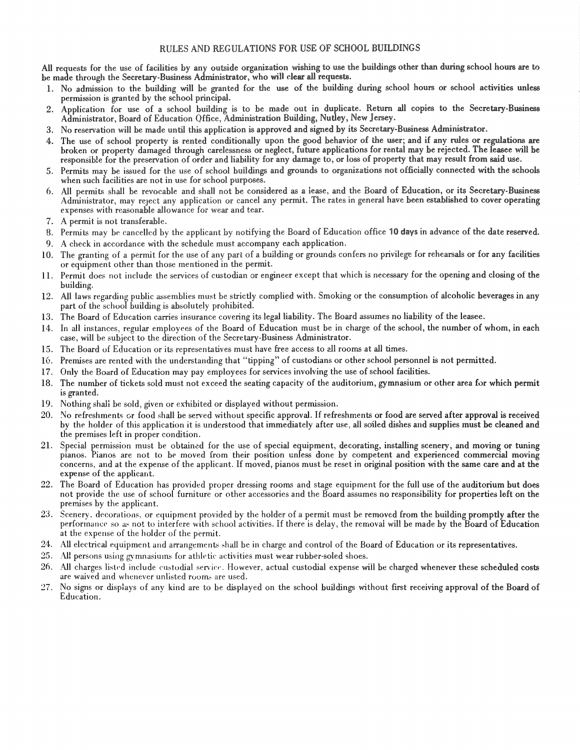# RULES AND REGULATIONS FOR USE OF SCHOOL BUILDINGS

All requests for the use of facilities by any outside organization wishing to use the buildings other than during school hours are to be made through the Secretary-Business Administrator, who will clear all requests.

1. No admission to the building will be granted for the use of the building during school hours or school activities unless permission is granted by the school principal.
2. Application for use of a school building is to be made out in duplicate. Return all copies to the Secretary-Business Administrator, Board of Education Office, Administration Building, Nutley, New Jersey.
3. No reservation will be made until this application is approved and signed by its Secretary-Business Administrator.
4. The use of school property is rented conditionally upon the good behavior of the user; and if any rules or regulations are broken or property damaged through carelessness or neglect, future applications for rental may be rejected. The leasee will be responsible for the preservation of order and liability for any damage to, or loss of property that may result from said use.
5. Permits may be issued for the use of school buildings and grounds to organizations not officially connected with the schools when such facilities are not in use for school purposes.
6. All permits shall be revocable and shall not be considered as a lease, and the Board of Education, or its Secretary-Business Administrator, may reject any application or cancel any permit. The rates in general have been established to cover operating expenses with reasonable allowance for wear and tear.
7. A permit is not transferable.
8. Permits may be cancelled by the applicant by notifying the Board of Education office 10 days in advance of the date reserved.
9. A check in accordance with the schedule must accompany each application.
10. The granting of a permit for the use of any part of a building or grounds confers no privilege for rehearsals or for any facilities or equipment other than those mentioned in the permit.
11. Permit does not include the services of custodian or engineer except that which is necessary for the opening and closing of the building.
12. All laws regarding public assemblies must be strictly complied with. Smoking or the consumption of alcoholic beverages in any part of the school building is absolutely prohibited.
13. The Board of Education carries insurance covering its legal liability. The Board assumes no liability of the leasee.
14. In all instances, regular employees of the Board of Education must be in charge of the school, the number of whom, in each case, will be subject to the direction of the Secretary-Business Administrator.
15. The Board of Education or its representatives must have free access to all rooms at all times.
16. Premises are rented with the understanding that "tipping" of custodians or other school personnel is not permitted.
17. Only the Board of Education may pay employees for services involving the use of school facilities.
18. The number of tickets sold must not exceed the seating capacity of the auditorium, gymnasium or other area for which permit is granted.
19. Nothing shall be sold, given or exhibited or displayed without permission.
20. No refreshments or food shall be served without specific approval. If refreshments or food are served after approval is received by the holder of this application it is understood that immediately after use, all soiled dishes and supplies must be cleaned and the premises left in proper condition.
21. Special permission must be obtained for the use of special equipment, decorating, installing scenery, and moving or tuning pianos. Pianos are not to be moved from their position unless done by competent and experienced commercial moving concerns, and at the expense of the applicant. If moved, pianos must be reset in original position with the same care and at the expense of the applicant.
22. The Board of Education has provided proper dressing rooms and stage equipment for the full use of the auditorium but does not provide the use of school furniture or other accessories and the Board assumes no responsibility for properties left on the premises by the applicant.
23. Scenery, decorations, or equipment provided by the holder of a permit must be removed from the building promptly after the performance so as not to interfere with school activities. If there is delay, the removal will be made by the Board of Education at the expense of the holder of the permit.
24. All electrical equipment and arrangements shall be in charge and control of the Board of Education or its representatives.
25. All persons using gymnasiums for athletic activities must wear rubber-soled shoes.
26. All charges listed include custodial service. However, actual custodial expense will be charged whenever these scheduled costs are waived and whenever unlisted rooms are used.
27. No signs or displays of any kind are to be displayed on the school buildings without first receiving approval of the Board of Education.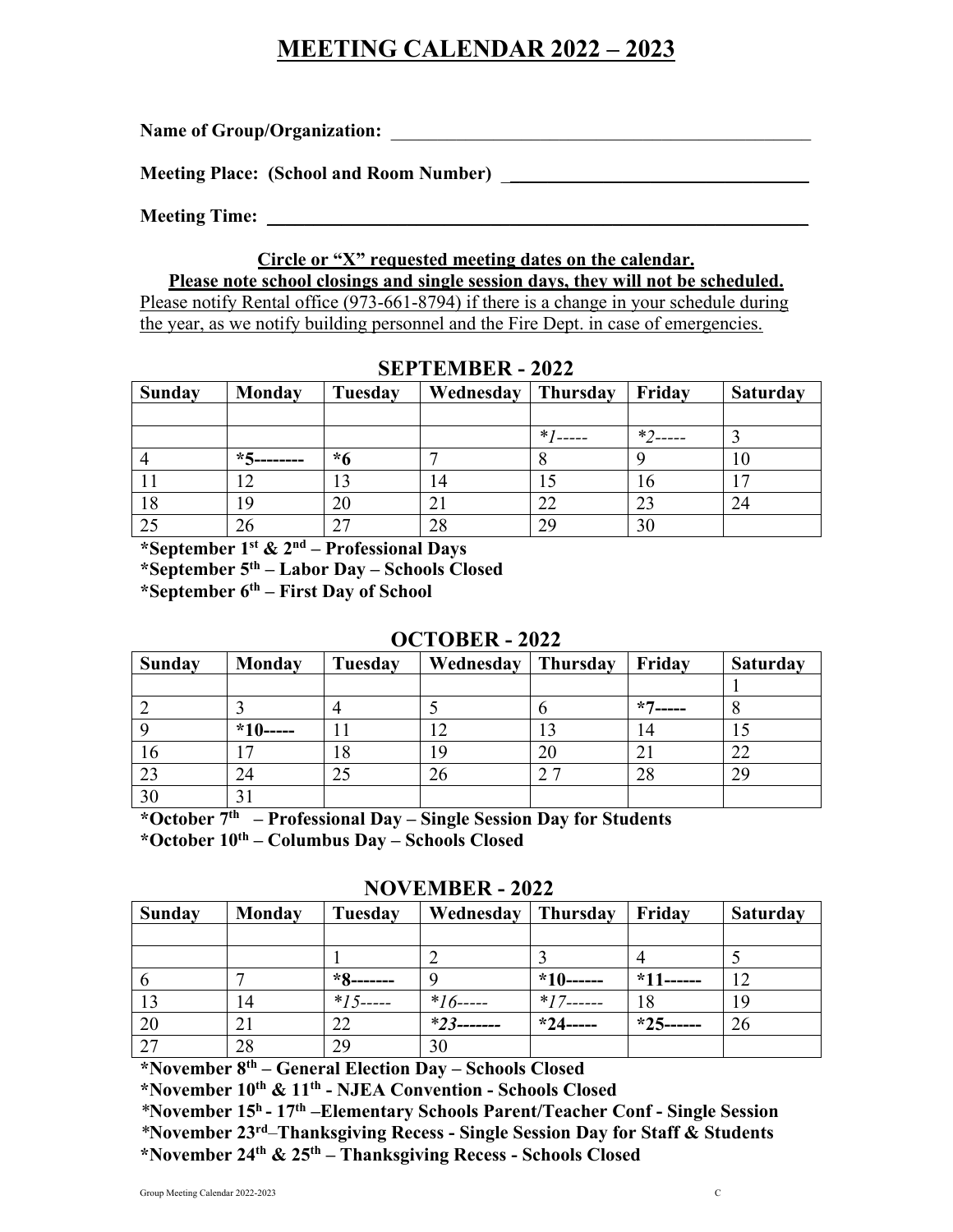# MEETING CALENDAR 2022 – 2023

**Name of Group/Organization:** ______________________________________________

**Meeting Place: (School and Room Number)** ________________________________

**Meeting Time:** ___________________________________________________________

**Circle or "X" requested meeting dates on the calendar.**

**Please note school closings and single session days, they will not be scheduled.**

Please notify Rental office (973-661-8794) if there is a change in your schedule during the year, as we notify building personnel and the Fire Dept. in case of emergencies.

## SEPTEMBER - 2022

| Sunday | Monday | Tuesday | Wednesday | Thursday | Friday | Saturday |
|---|---|---|---|---|---|---|
| | | | | | | |
| | | | | *1----- | *2----- | 3 |
| 4 | **\*5--------** | **\*6** | 7 | 8 | 9 | 10 |
| 11 | 12 | 13 | 14 | 15 | 16 | 17 |
| 18 | 19 | 20 | 21 | 22 | 23 | 24 |
| 25 | 26 | 27 | 28 | 29 | 30 | |

**\*September 1st & 2nd – Professional Days**

**\*September 5th – Labor Day – Schools Closed**

**\*September 6th – First Day of School**

## OCTOBER - 2022

| Sunday | Monday | Tuesday | Wednesday | Thursday | Friday | Saturday |
|---|---|---|---|---|---|---|
| | | | | | | 1 |
| 2 | 3 | 4 | 5 | 6 | **\*7-----** | 8 |
| 9 | **\*10-----** | 11 | 12 | 13 | 14 | 15 |
| 16 | 17 | 18 | 19 | 20 | 21 | 22 |
| 23 | 24 | 25 | 26 | 2 7 | 28 | 29 |
| 30 | 31 | | | | | |

**\*October 7th – Professional Day – Single Session Day for Students**

**\*October 10th – Columbus Day – Schools Closed**

## NOVEMBER - 2022

| Sunday | Monday | Tuesday | Wednesday | Thursday | Friday | Saturday |
|---|---|---|---|---|---|---|
| | | | | | | |
| | | 1 | 2 | 3 | 4 | 5 |
| 6 | 7 | **\*8-------** | 9 | **\*10------** | **\*11------** | 12 |
| 13 | 14 | *15----- | *16----- | *17------ | 18 | 19 |
| 20 | 21 | 22 | ***23-------** | **\*24-----** | **\*25------** | 26 |
| 27 | 28 | 29 | 30 | | | |

**\*November 8th – General Election Day – Schools Closed**

**\*November 10th & 11th - NJEA Convention - Schools Closed**

**\*November 15h - 17th –Elementary Schools Parent/Teacher Conf - Single Session**

**\*November 23rd–Thanksgiving Recess - Single Session Day for Staff & Students**

**\*November 24th & 25th – Thanksgiving Recess - Schools Closed**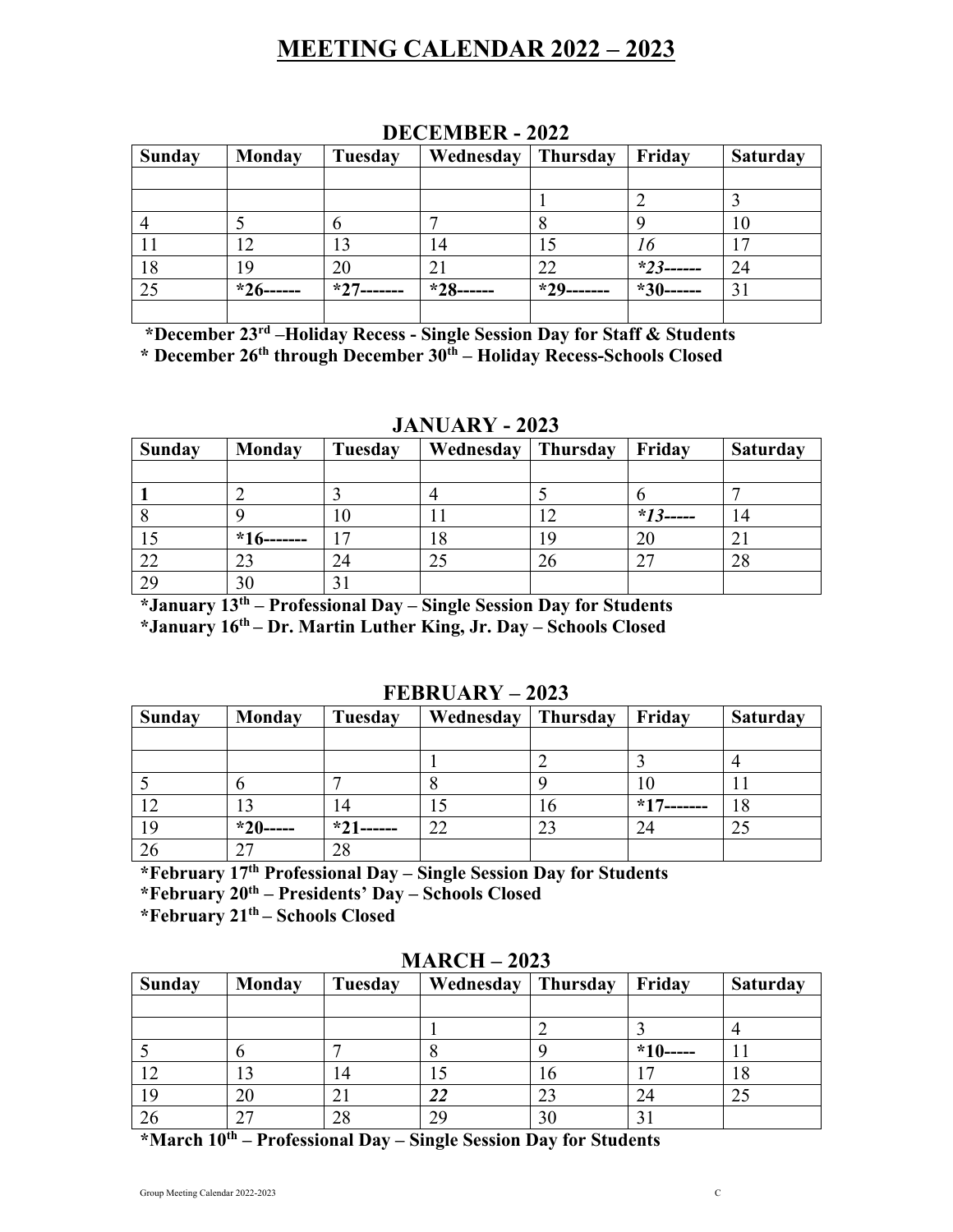# MEETING CALENDAR 2022 – 2023

## DECEMBER - 2022

| Sunday | Monday | Tuesday | Wednesday | Thursday | Friday | Saturday |
|---|---|---|---|---|---|---|
| | | | | | | |
| | | | | 1 | 2 | 3 |
| 4 | 5 | 6 | 7 | 8 | 9 | 10 |
| 11 | 12 | 13 | 14 | 15 | *16* | 17 |
| 18 | 19 | 20 | 21 | 22 | ***23------** | 24 |
| 25 | ***26------** | ***27-------** | ***28------** | ***29-------** | ***30------** | 31 |
| | | | | | | |

**\*December 23rd –Holiday Recess - Single Session Day for Staff & Students**
**\* December 26th through December 30th – Holiday Recess-Schools Closed**

## JANUARY - 2023

| Sunday | Monday | Tuesday | Wednesday | Thursday | Friday | Saturday |
|---|---|---|---|---|---|---|
| | | | | | | |
| **1** | 2 | 3 | 4 | 5 | 6 | 7 |
| 8 | 9 | 10 | 11 | 12 | ***13-----** | 14 |
| 15 | ***16-------** | 17 | 18 | 19 | 20 | 21 |
| 22 | 23 | 24 | 25 | 26 | 27 | 28 |
| 29 | 30 | 31 | | | | |

**\*January 13th – Professional Day – Single Session Day for Students**
**\*January 16th – Dr. Martin Luther King, Jr. Day – Schools Closed**

## FEBRUARY – 2023

| Sunday | Monday | Tuesday | Wednesday | Thursday | Friday | Saturday |
|---|---|---|---|---|---|---|
| | | | | | | |
| | | | 1 | 2 | 3 | 4 |
| 5 | 6 | 7 | 8 | 9 | 10 | 11 |
| 12 | 13 | 14 | 15 | 16 | ***17-------** | 18 |
| 19 | ***20-----** | ***21------** | 22 | 23 | 24 | 25 |
| 26 | 27 | 28 | | | | |

**\*February 17th Professional Day – Single Session Day for Students**
**\*February 20th – Presidents' Day – Schools Closed**
**\*February 21th – Schools Closed**

## MARCH – 2023

| Sunday | Monday | Tuesday | Wednesday | Thursday | Friday | Saturday |
|---|---|---|---|---|---|---|
| | | | | | | |
| | | | 1 | 2 | 3 | 4 |
| 5 | 6 | 7 | 8 | 9 | ***10-----** | 11 |
| 12 | 13 | 14 | 15 | 16 | 17 | 18 |
| 19 | 20 | 21 | ***22*** | 23 | 24 | 25 |
| 26 | 27 | 28 | 29 | 30 | 31 | |

**\*March 10th – Professional Day – Single Session Day for Students**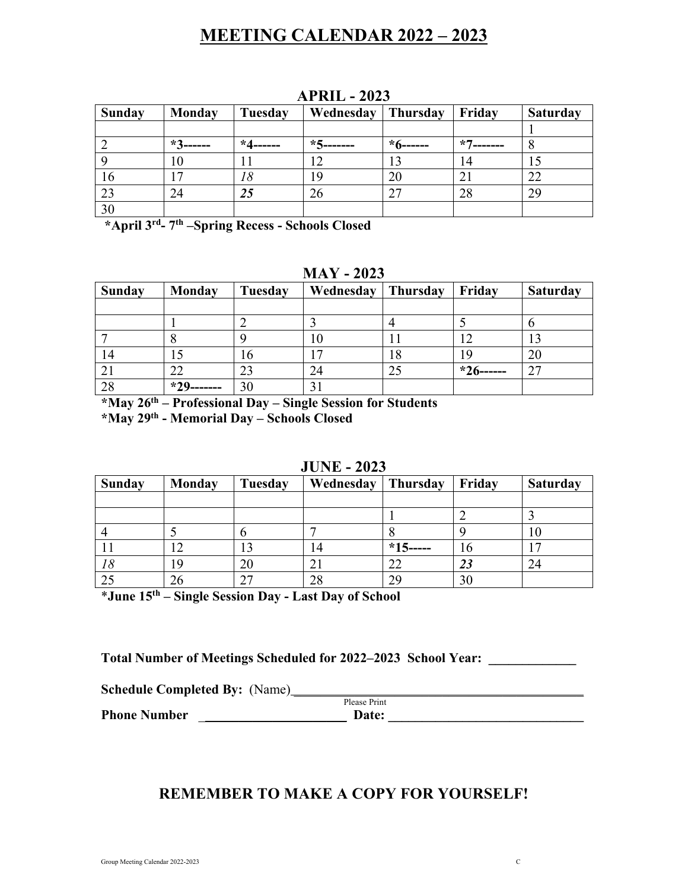# MEETING CALENDAR 2022 – 2023

**APRIL - 2023**

| Sunday | Monday | Tuesday | Wednesday | Thursday | Friday | Saturday |
|---|---|---|---|---|---|---|
| | | | | | | 1 |
| 2 | ***3------** | ***4------** | ***5-------** | ***6------** | ***7-------** | 8 |
| 9 | 10 | 11 | 12 | 13 | 14 | 15 |
| 16 | 17 | *18* | 19 | 20 | 21 | 22 |
| 23 | 24 | ***25*** | 26 | 27 | 28 | 29 |
| 30 | | | | | | |

**\*April 3rd- 7th –Spring Recess - Schools Closed**

**MAY - 2023**

| Sunday | Monday | Tuesday | Wednesday | Thursday | Friday | Saturday |
|---|---|---|---|---|---|---|
| | | | | | | |
| | 1 | 2 | 3 | 4 | 5 | 6 |
| 7 | 8 | 9 | 10 | 11 | 12 | 13 |
| 14 | 15 | 16 | 17 | 18 | 19 | 20 |
| 21 | 22 | 23 | 24 | 25 | ***26------** | 27 |
| 28 | ***29-------** | 30 | 31 | | | |

**\*May 26th – Professional Day – Single Session for Students**

**\*May 29th - Memorial Day – Schools Closed**

**JUNE - 2023**

| Sunday | Monday | Tuesday | Wednesday | Thursday | Friday | Saturday |
|---|---|---|---|---|---|---|
| | | | | | | |
| | | | | 1 | 2 | 3 |
| 4 | 5 | 6 | 7 | 8 | 9 | 10 |
| 11 | 12 | 13 | 14 | ***15-----** | 16 | 17 |
| *18* | 19 | 20 | 21 | 22 | ***23*** | 24 |
| 25 | 26 | 27 | 28 | 29 | 30 | |

**\*June 15th – Single Session Day - Last Day of School**

**Total Number of Meetings Scheduled for 2022–2023 School Year:** _____________

**Schedule Completed By:** (Name)_______________________________________________
Please Print

**Phone Number** _______________________ **Date:** ______________________________

## REMEMBER TO MAKE A COPY FOR YOURSELF!